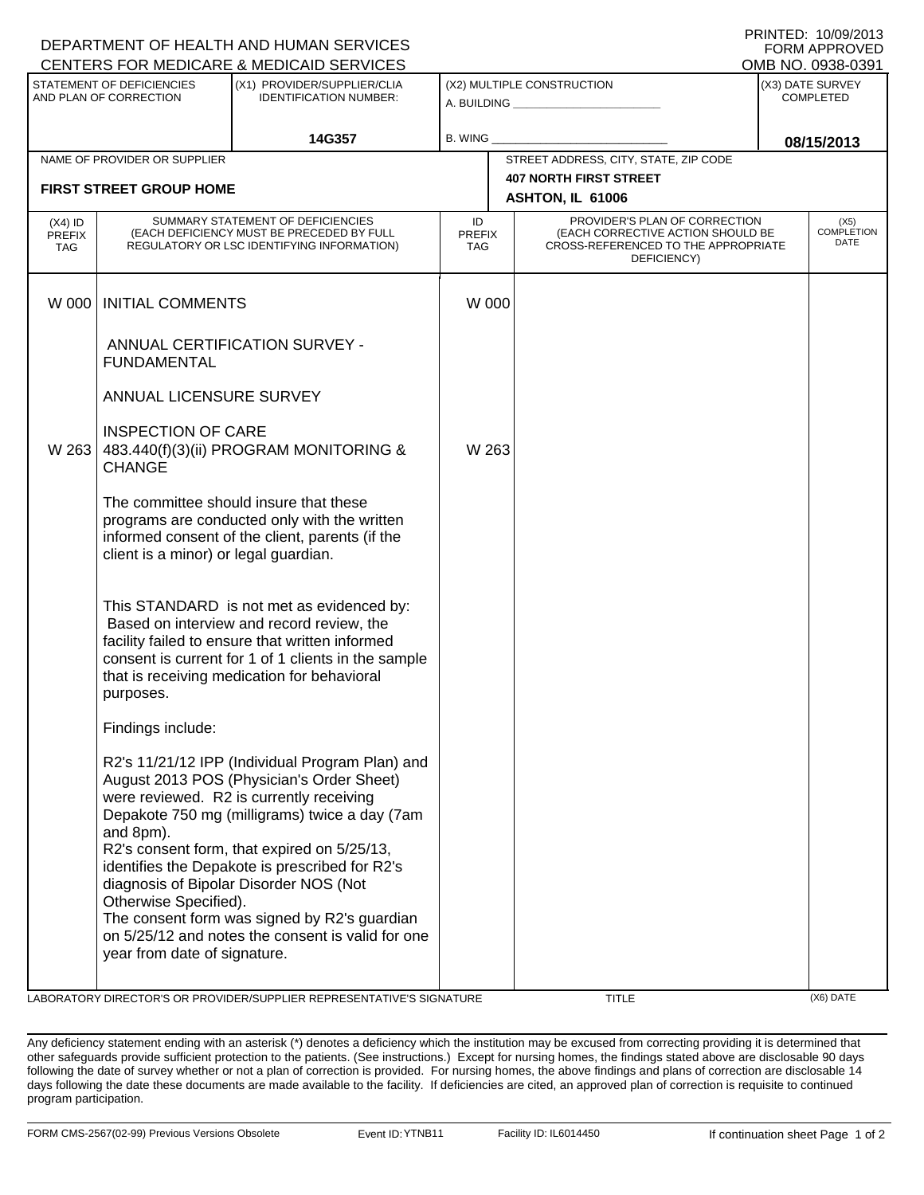DEPARTMENT OF HEALTH AND HUMAN SERVICES
CENTERS FOR MEDICARE & MEDICAID SERVICES

PRINTED: 10/09/2013
FORM APPROVED
OMB NO. 0938-0391

| STATEMENT OF DEFICIENCIES AND PLAN OF CORRECTION | (X1) PROVIDER/SUPPLIER/CLIA IDENTIFICATION NUMBER: | (X2) MULTIPLE CONSTRUCTION | (X3) DATE SURVEY COMPLETED |
|---|---|---|---|
| | 14G357 | A. BUILDING _______ B. WING _______ | 08/15/2013 |

| NAME OF PROVIDER OR SUPPLIER | STREET ADDRESS, CITY, STATE, ZIP CODE |
|---|---|
| FIRST STREET GROUP HOME | 407 NORTH FIRST STREET ASHTON, IL 61006 |

| (X4) ID PREFIX TAG | SUMMARY STATEMENT OF DEFICIENCIES (EACH DEFICIENCY MUST BE PRECEDED BY FULL REGULATORY OR LSC IDENTIFYING INFORMATION) | ID PREFIX TAG | PROVIDER'S PLAN OF CORRECTION (EACH CORRECTIVE ACTION SHOULD BE CROSS-REFERENCED TO THE APPROPRIATE DEFICIENCY) | (X5) COMPLETION DATE |
|---|---|---|---|---|
| W 000 | INITIAL COMMENTS<br><br>ANNUAL CERTIFICATION SURVEY - FUNDAMENTAL<br><br>ANNUAL LICENSURE SURVEY<br><br>INSPECTION OF CARE | W 000 | | |
| W 263 | 483.440(f)(3)(ii) PROGRAM MONITORING & CHANGE<br><br>The committee should insure that these programs are conducted only with the written informed consent of the client, parents (if the client is a minor) or legal guardian.<br><br>This STANDARD is not met as evidenced by:<br>Based on interview and record review, the facility failed to ensure that written informed consent is current for 1 of 1 clients in the sample that is receiving medication for behavioral purposes.<br><br>Findings include:<br><br>R2's 11/21/12 IPP (Individual Program Plan) and August 2013 POS (Physician's Order Sheet) were reviewed. R2 is currently receiving Depakote 750 mg (milligrams) twice a day (7am and 8pm).<br>R2's consent form, that expired on 5/25/13, identifies the Depakote is prescribed for R2's diagnosis of Bipolar Disorder NOS (Not Otherwise Specified).<br>The consent form was signed by R2's guardian on 5/25/12 and notes the consent is valid for one year from date of signature. | W 263 | | |

LABORATORY DIRECTOR'S OR PROVIDER/SUPPLIER REPRESENTATIVE'S SIGNATURE | TITLE | (X6) DATE

Any deficiency statement ending with an asterisk (*) denotes a deficiency which the institution may be excused from correcting providing it is determined that other safeguards provide sufficient protection to the patients. (See instructions.) Except for nursing homes, the findings stated above are disclosable 90 days following the date of survey whether or not a plan of correction is provided. For nursing homes, the above findings and plans of correction are disclosable 14 days following the date these documents are made available to the facility. If deficiencies are cited, an approved plan of correction is requisite to continued program participation.

FORM CMS-2567(02-99) Previous Versions Obsolete | Event ID: YTNB11 | Facility ID: IL6014450 | If continuation sheet Page 1 of 2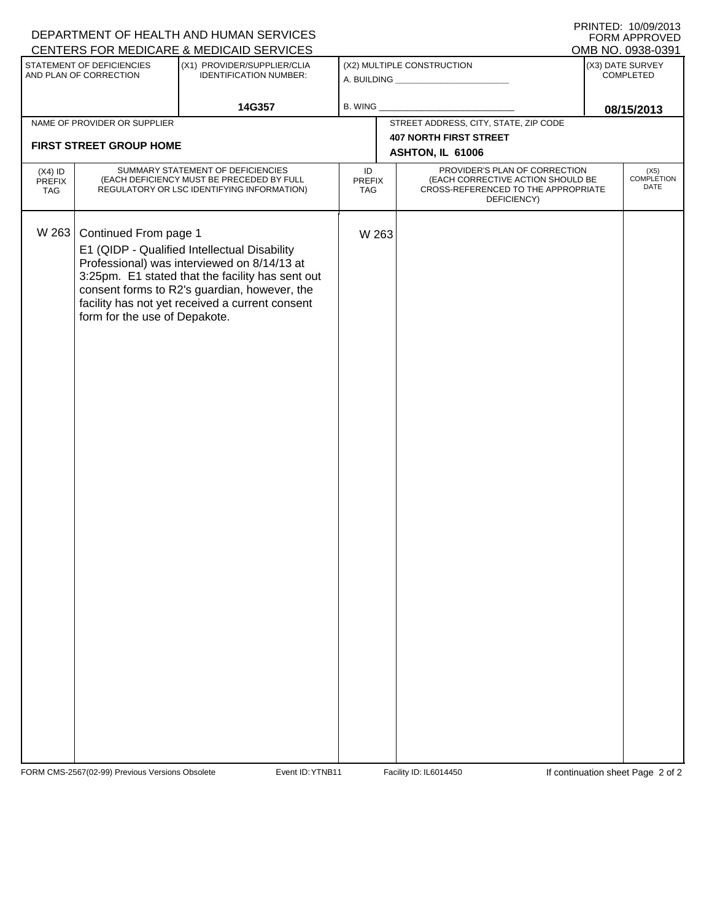DEPARTMENT OF HEALTH AND HUMAN SERVICES
CENTERS FOR MEDICARE & MEDICAID SERVICES

PRINTED: 10/09/2013
FORM APPROVED
OMB NO. 0938-0391

| STATEMENT OF DEFICIENCIES AND PLAN OF CORRECTION | (X1) PROVIDER/SUPPLIER/CLIA IDENTIFICATION NUMBER: | (X2) MULTIPLE CONSTRUCTION | (X3) DATE SURVEY COMPLETED |
|---|---|---|---|
| | 14G357 | A. BUILDING ______ B. WING ______ | 08/15/2013 |

| NAME OF PROVIDER OR SUPPLIER | STREET ADDRESS, CITY, STATE, ZIP CODE |
|---|---|
| FIRST STREET GROUP HOME | 407 NORTH FIRST STREET ASHTON, IL 61006 |

| (X4) ID PREFIX TAG | SUMMARY STATEMENT OF DEFICIENCIES (EACH DEFICIENCY MUST BE PRECEDED BY FULL REGULATORY OR LSC IDENTIFYING INFORMATION) | ID PREFIX TAG | PROVIDER'S PLAN OF CORRECTION (EACH CORRECTIVE ACTION SHOULD BE CROSS-REFERENCED TO THE APPROPRIATE DEFICIENCY) | (X5) COMPLETION DATE |
|---|---|---|---|---|
| W 263 | Continued From page 1 E1 (QIDP - Qualified Intellectual Disability Professional) was interviewed on 8/14/13 at 3:25pm. E1 stated that the facility has sent out consent forms to R2's guardian, however, the facility has not yet received a current consent form for the use of Depakote. | W 263 | | |

FORM CMS-2567(02-99) Previous Versions Obsolete Event ID: YTNB11 Facility ID: IL6014450